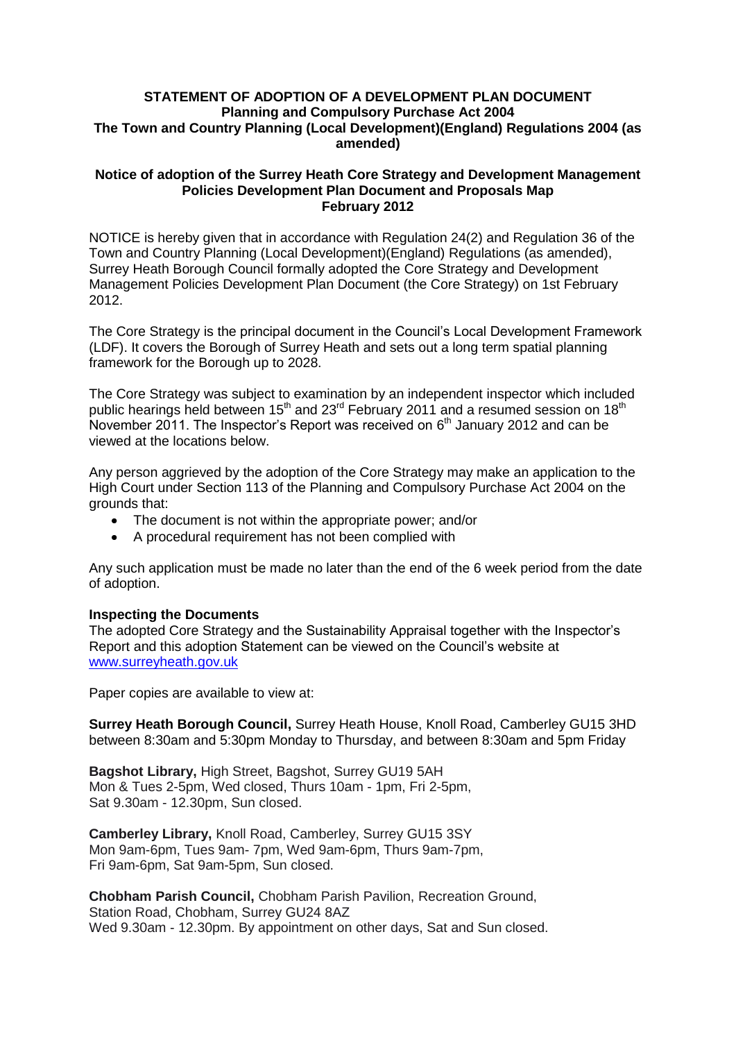**STATEMENT OF ADOPTION OF A DEVELOPMENT PLAN DOCUMENT**
**Planning and Compulsory Purchase Act 2004**
**The Town and Country Planning (Local Development)(England) Regulations 2004 (as amended)**

**Notice of adoption of the Surrey Heath Core Strategy and Development Management Policies Development Plan Document and Proposals Map**
**February 2012**

NOTICE is hereby given that in accordance with Regulation 24(2) and Regulation 36 of the Town and Country Planning (Local Development)(England) Regulations (as amended), Surrey Heath Borough Council formally adopted the Core Strategy and Development Management Policies Development Plan Document (the Core Strategy) on 1st February 2012.

The Core Strategy is the principal document in the Council's Local Development Framework (LDF). It covers the Borough of Surrey Heath and sets out a long term spatial planning framework for the Borough up to 2028.

The Core Strategy was subject to examination by an independent inspector which included public hearings held between 15th and 23rd February 2011 and a resumed session on 18th November 2011. The Inspector's Report was received on 6th January 2012 and can be viewed at the locations below.

Any person aggrieved by the adoption of the Core Strategy may make an application to the High Court under Section 113 of the Planning and Compulsory Purchase Act 2004 on the grounds that:

- The document is not within the appropriate power; and/or
- A procedural requirement has not been complied with

Any such application must be made no later than the end of the 6 week period from the date of adoption.

**Inspecting the Documents**

The adopted Core Strategy and the Sustainability Appraisal together with the Inspector's Report and this adoption Statement can be viewed on the Council's website at www.surreyheath.gov.uk

Paper copies are available to view at:

**Surrey Heath Borough Council,** Surrey Heath House, Knoll Road, Camberley GU15 3HD between 8:30am and 5:30pm Monday to Thursday, and between 8:30am and 5pm Friday

**Bagshot Library,** High Street, Bagshot, Surrey GU19 5AH
Mon & Tues 2-5pm, Wed closed, Thurs 10am - 1pm, Fri 2-5pm,
Sat 9.30am - 12.30pm, Sun closed.

**Camberley Library,** Knoll Road, Camberley, Surrey GU15 3SY
Mon 9am-6pm, Tues 9am- 7pm, Wed 9am-6pm, Thurs 9am-7pm,
Fri 9am-6pm, Sat 9am-5pm, Sun closed.

**Chobham Parish Council,** Chobham Parish Pavilion, Recreation Ground,
Station Road, Chobham, Surrey GU24 8AZ
Wed 9.30am - 12.30pm. By appointment on other days, Sat and Sun closed.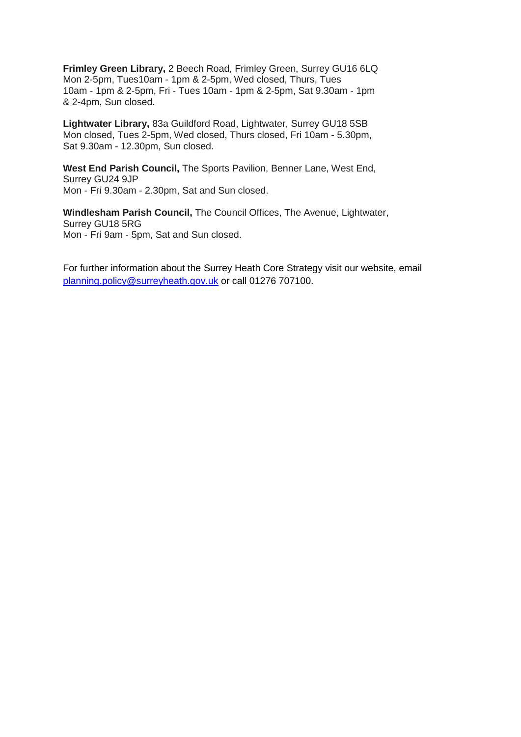**Frimley Green Library,** 2 Beech Road, Frimley Green, Surrey GU16 6LQ
Mon 2-5pm, Tues10am - 1pm & 2-5pm, Wed closed, Thurs, Tues 10am - 1pm & 2-5pm, Fri - Tues 10am - 1pm & 2-5pm, Sat 9.30am - 1pm & 2-4pm, Sun closed.

**Lightwater Library,** 83a Guildford Road, Lightwater, Surrey GU18 5SB
Mon closed, Tues 2-5pm, Wed closed, Thurs closed, Fri 10am - 5.30pm, Sat 9.30am - 12.30pm, Sun closed.

**West End Parish Council,** The Sports Pavilion, Benner Lane, West End, Surrey GU24 9JP
Mon - Fri 9.30am - 2.30pm, Sat and Sun closed.

**Windlesham Parish Council,** The Council Offices, The Avenue, Lightwater, Surrey GU18 5RG
Mon - Fri 9am - 5pm, Sat and Sun closed.

For further information about the Surrey Heath Core Strategy visit our website, email planning.policy@surreyheath.gov.uk or call 01276 707100.